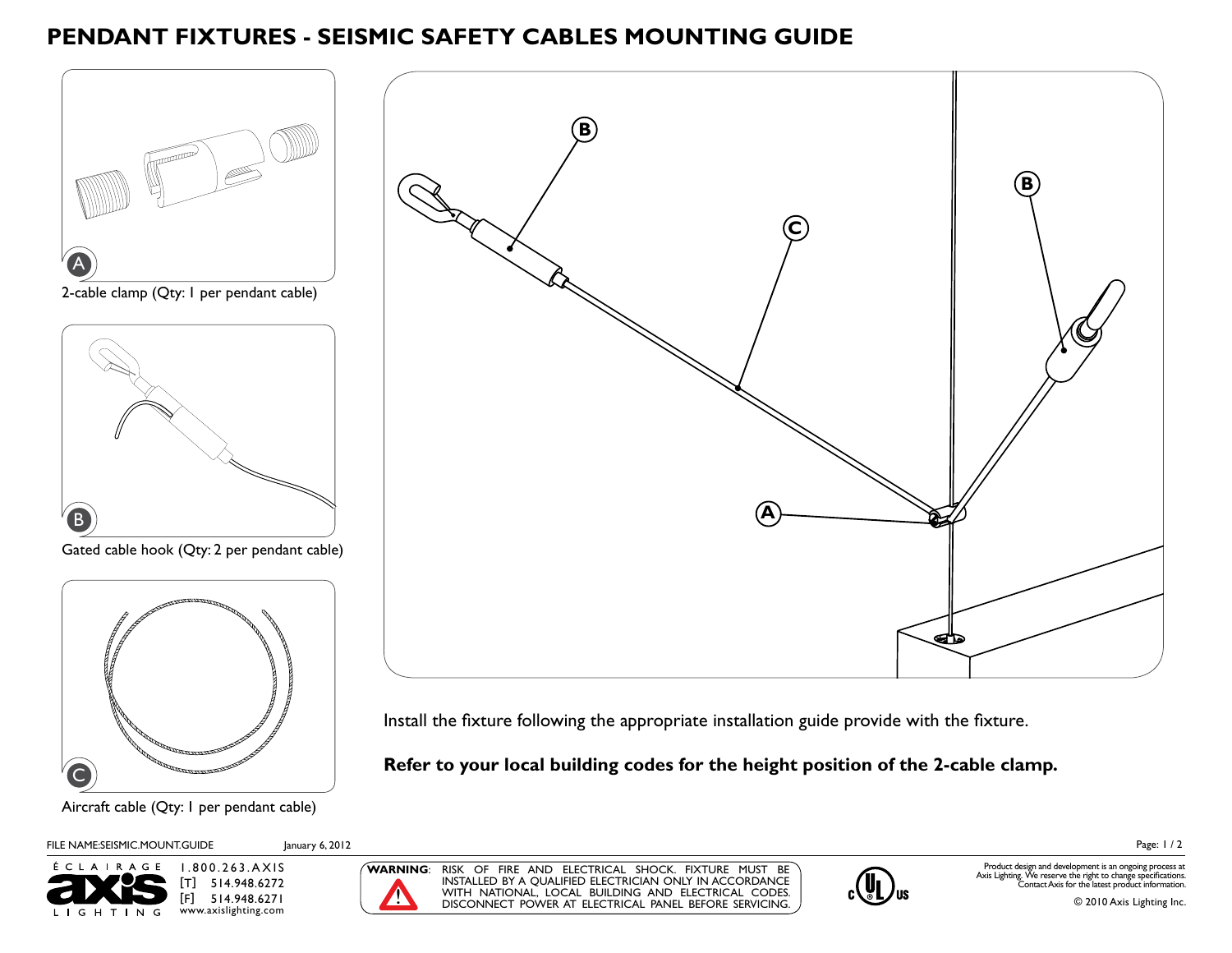# PENDANT FIXTURES - SEISMIC SAFETY CABLES MOUNTING GUIDE

A

2-cable clamp (Qty: 1 per pendant cable)

B

Gated cable hook (Qty: 2 per pendant cable)

C

Aircraft cable (Qty: 1 per pendant cable)

Install the fixture following the appropriate installation guide provide with the fixture.

**Refer to your local building codes for the height position of the 2-cable clamp.**

FILE NAME:SEISMIC.MOUNT.GUIDE January 6, 2012

ÉCLAIRAGE axis LIGHTING

1.800.263.AXIS
[T] 514.948.6272
[F] 514.948.6271
www.axislighting.com

**WARNING**: RISK OF FIRE AND ELECTRICAL SHOCK. FIXTURE MUST BE INSTALLED BY A QUALIFIED ELECTRICIAN ONLY IN ACCORDANCE WITH NATIONAL, LOCAL BUILDING AND ELECTRICAL CODES. DISCONNECT POWER AT ELECTRICAL PANEL BEFORE SERVICING.

Product design and development is an ongoing process at Axis Lighting. We reserve the right to change specifications. Contact Axis for the latest product information.

© 2010 Axis Lighting Inc.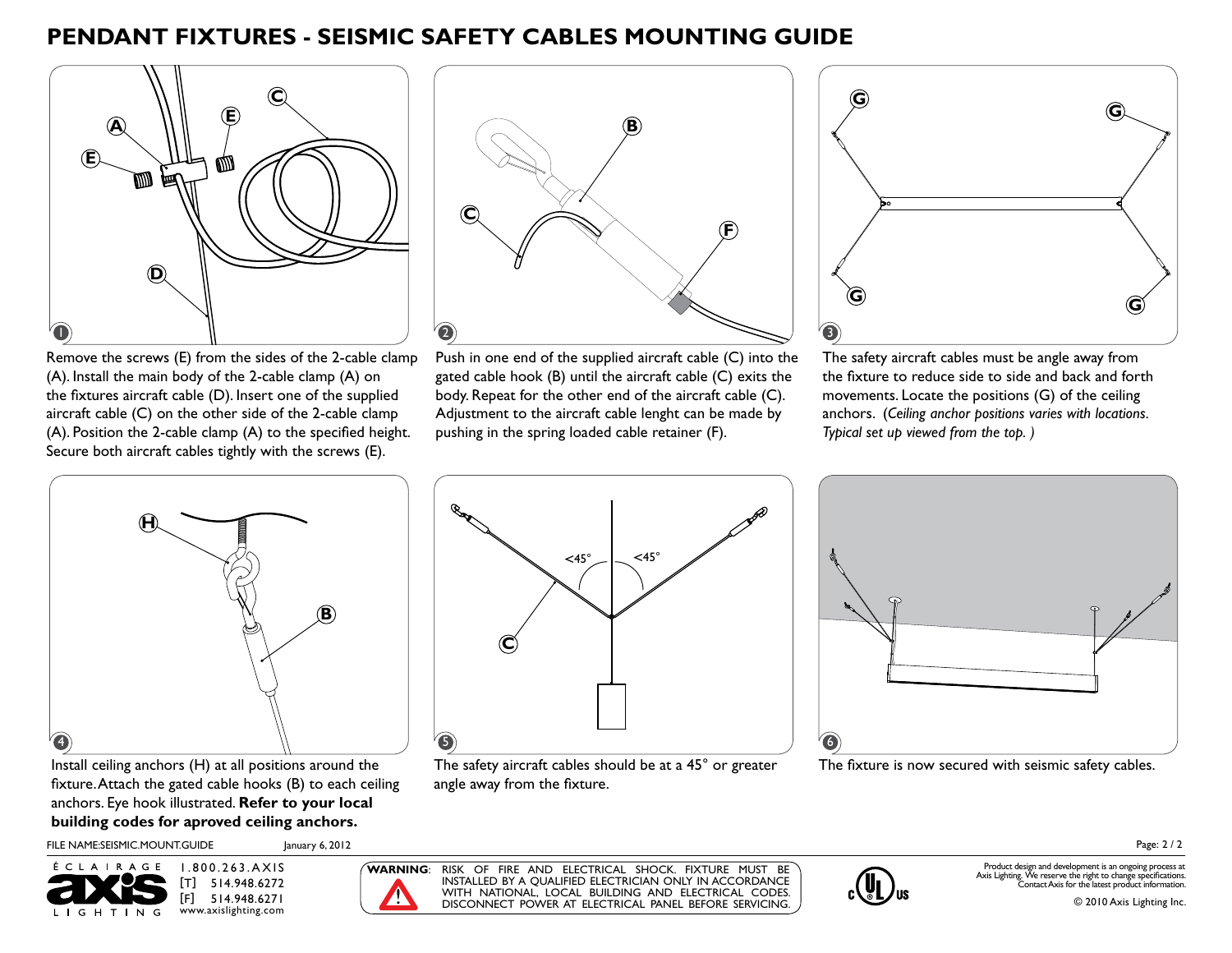# PENDANT FIXTURES - SEISMIC SAFETY CABLES MOUNTING GUIDE

1. Remove the screws (E) from the sides of the 2-cable clamp (A). Install the main body of the 2-cable clamp (A) on the fixtures aircraft cable (D). Insert one of the supplied aircraft cable (C) on the other side of the 2-cable clamp (A). Position the 2-cable clamp (A) to the specified height. Secure both aircraft cables tightly with the screws (E).

2. Push in one end of the supplied aircraft cable (C) into the gated cable hook (B) until the aircraft cable (C) exits the body. Repeat for the other end of the aircraft cable (C). Adjustment to the aircraft cable lenght can be made by pushing in the spring loaded cable retainer (F).

3. The safety aircraft cables must be angle away from the fixture to reduce side to side and back and forth movements. Locate the positions (G) of the ceiling anchors. (*Ceiling anchor positions varies with locations. Typical set up viewed from the top.* )

4. Install ceiling anchors (H) at all positions around the fixture. Attach the gated cable hooks (B) to each ceiling anchors. Eye hook illustrated. **Refer to your local building codes for aproved ceiling anchors.**

5. The safety aircraft cables should be at a 45° or greater angle away from the fixture.

<45°
<45°

6. The fixture is now secured with seismic safety cables.

FILE NAME:SEISMIC.MOUNT.GUIDE January 6, 2012

ÉCLAIRAGE axis LIGHTING

1.800.263.AXIS
[T] 514.948.6272
[F] 514.948.6271
www.axislighting.com

**WARNING**: RISK OF FIRE AND ELECTRICAL SHOCK. FIXTURE MUST BE INSTALLED BY A QUALIFIED ELECTRICIAN ONLY IN ACCORDANCE WITH NATIONAL, LOCAL BUILDING AND ELECTRICAL CODES. DISCONNECT POWER AT ELECTRICAL PANEL BEFORE SERVICING.

Product design and development is an ongoing process at Axis Lighting. We reserve the right to change specifications. Contact Axis for the latest product information.

© 2010 Axis Lighting Inc.